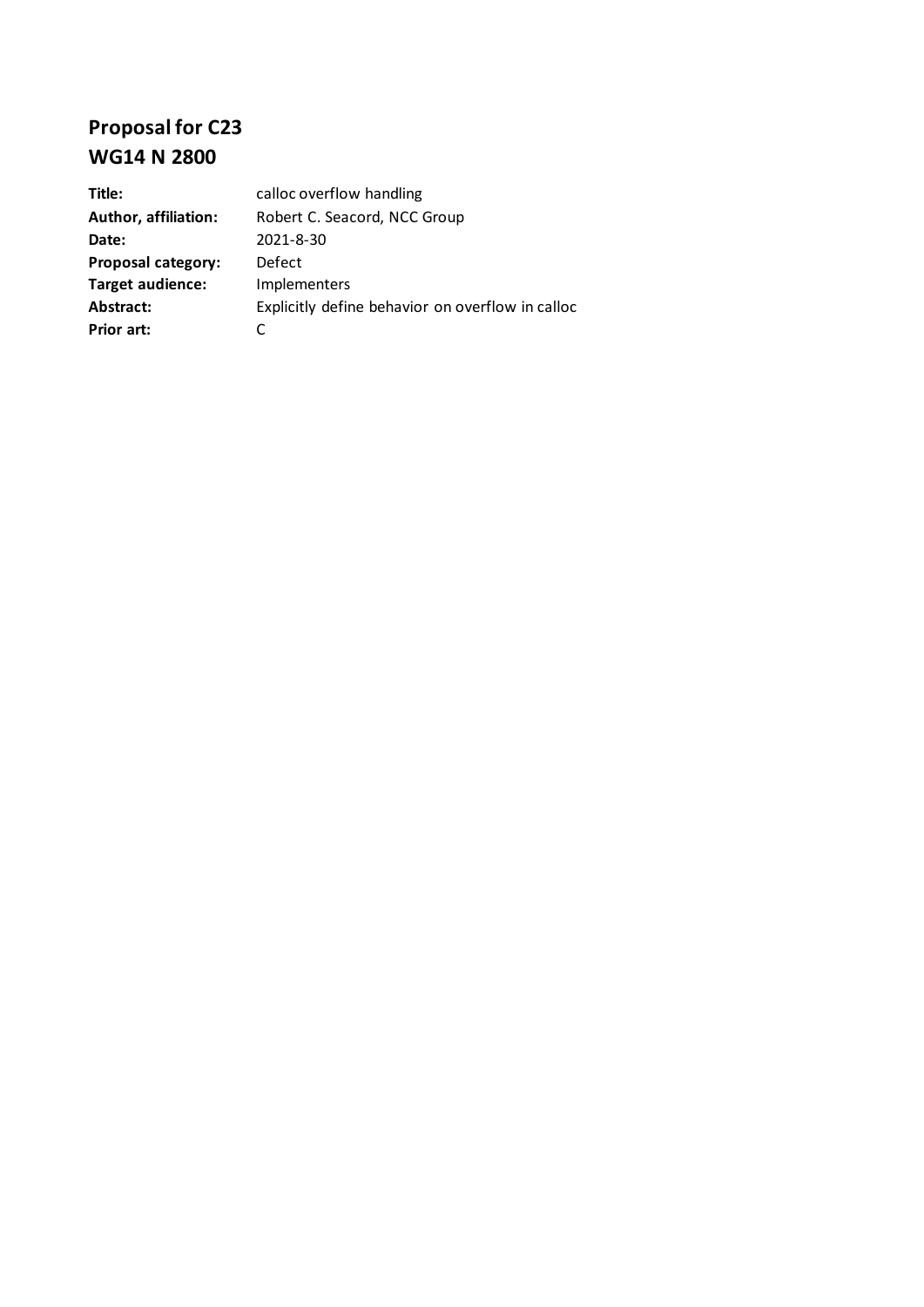# Proposal for C23
# WG14 N 2800

| | |
|---|---|
| **Title:** | calloc overflow handling |
| **Author, affiliation:** | Robert C. Seacord, NCC Group |
| **Date:** | 2021-8-30 |
| **Proposal category:** | Defect |
| **Target audience:** | Implementers |
| **Abstract:** | Explicitly define behavior on overflow in calloc |
| **Prior art:** | C |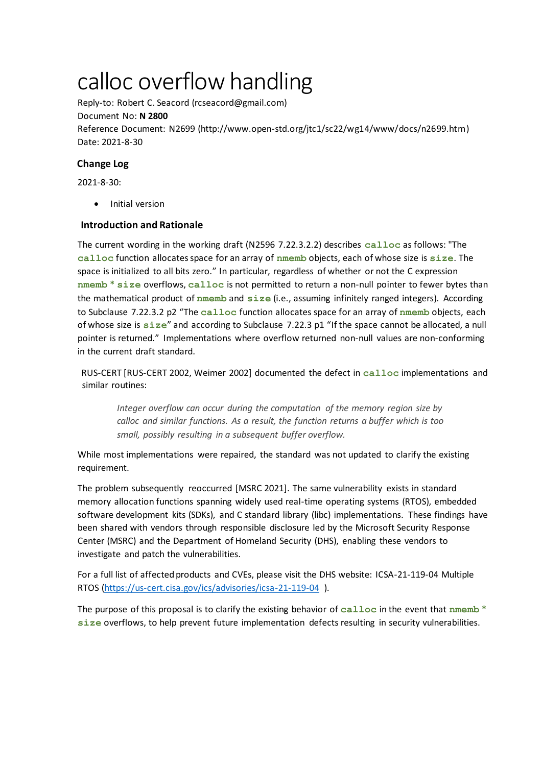# calloc overflow handling

Reply-to: Robert C. Seacord (rcseacord@gmail.com)

Document No: **N 2800**

Reference Document: N2699 (http://www.open-std.org/jtc1/sc22/wg14/www/docs/n2699.htm)

Date: 2021-8-30

### Change Log

2021-8-30:

- Initial version

### Introduction and Rationale

The current wording in the working draft (N2596 7.22.3.2.2) describes `calloc` as follows: "The `calloc` function allocates space for an array of `nmemb` objects, each of whose size is `size`. The space is initialized to all bits zero." In particular, regardless of whether or not the C expression `nmemb * size` overflows, `calloc` is not permitted to return a non-null pointer to fewer bytes than the mathematical product of `nmemb` and `size` (i.e., assuming infinitely ranged integers). According to Subclause 7.22.3.2 p2 "The `calloc` function allocates space for an array of `nmemb` objects, each of whose size is `size`" and according to Subclause 7.22.3 p1 "If the space cannot be allocated, a null pointer is returned." Implementations where overflow returned non-null values are non-conforming in the current draft standard.

RUS-CERT [RUS-CERT 2002, Weimer 2002] documented the defect in `calloc` implementations and similar routines:

> *Integer overflow can occur during the computation of the memory region size by calloc and similar functions. As a result, the function returns a buffer which is too small, possibly resulting in a subsequent buffer overflow.*

While most implementations were repaired, the standard was not updated to clarify the existing requirement.

The problem subsequently reoccurred [MSRC 2021]. The same vulnerability exists in standard memory allocation functions spanning widely used real-time operating systems (RTOS), embedded software development kits (SDKs), and C standard library (libc) implementations. These findings have been shared with vendors through responsible disclosure led by the Microsoft Security Response Center (MSRC) and the Department of Homeland Security (DHS), enabling these vendors to investigate and patch the vulnerabilities.

For a full list of affected products and CVEs, please visit the DHS website: ICSA-21-119-04 Multiple RTOS (https://us-cert.cisa.gov/ics/advisories/icsa-21-119-04 ).

The purpose of this proposal is to clarify the existing behavior of `calloc` in the event that `nmemb * size` overflows, to help prevent future implementation defects resulting in security vulnerabilities.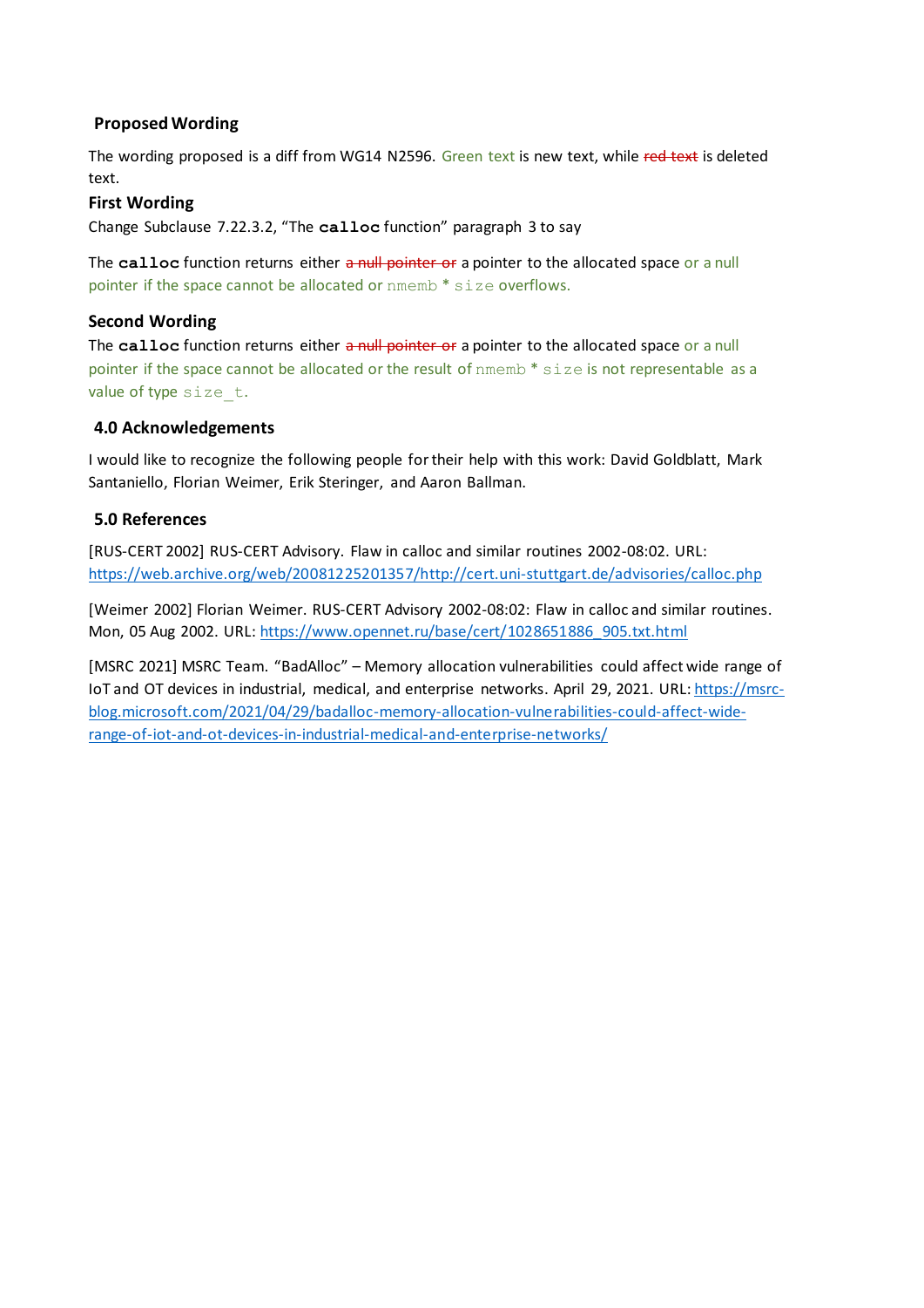## Proposed Wording

The wording proposed is a diff from WG14 N2596. Green text is new text, while ~~red text~~ is deleted text.

### First Wording

Change Subclause 7.22.3.2, “The **`calloc`** function” paragraph 3 to say

The **`calloc`** function returns either ~~a null pointer or~~ a pointer to the allocated space or a null pointer if the space cannot be allocated or `nmemb` * `size` overflows.

### Second Wording

The **`calloc`** function returns either ~~a null pointer or~~ a pointer to the allocated space or a null pointer if the space cannot be allocated or the result of `nmemb` * `size` is not representable as a value of type `size_t`.

## 4.0 Acknowledgements

I would like to recognize the following people for their help with this work: David Goldblatt, Mark Santaniello, Florian Weimer, Erik Steringer, and Aaron Ballman.

## 5.0 References

[RUS-CERT 2002] RUS-CERT Advisory. Flaw in calloc and similar routines 2002-08:02. URL: https://web.archive.org/web/20081225201357/http://cert.uni-stuttgart.de/advisories/calloc.php

[Weimer 2002] Florian Weimer. RUS-CERT Advisory 2002-08:02: Flaw in calloc and similar routines. Mon, 05 Aug 2002. URL: https://www.opennet.ru/base/cert/1028651886_905.txt.html

[MSRC 2021] MSRC Team. “BadAlloc” – Memory allocation vulnerabilities could affect wide range of IoT and OT devices in industrial, medical, and enterprise networks. April 29, 2021. URL: https://msrc-blog.microsoft.com/2021/04/29/badalloc-memory-allocation-vulnerabilities-could-affect-wide-range-of-iot-and-ot-devices-in-industrial-medical-and-enterprise-networks/